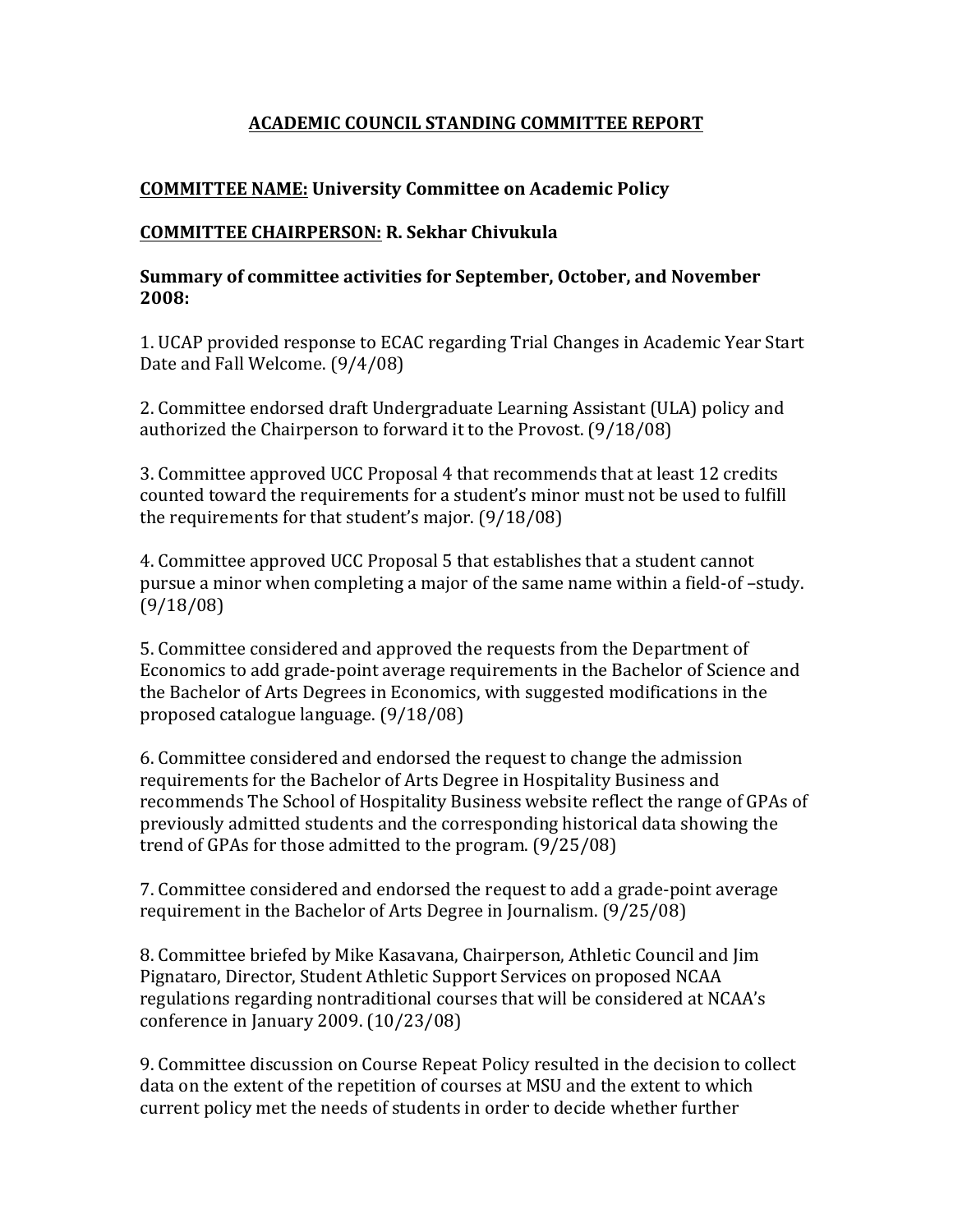# ACADEMIC COUNCIL STANDING COMMITTEE REPORT

**COMMITTEE NAME: University Committee on Academic Policy**

**COMMITTEE CHAIRPERSON: R. Sekhar Chivukula**

**Summary of committee activities for September, October, and November 2008:**

1. UCAP provided response to ECAC regarding Trial Changes in Academic Year Start Date and Fall Welcome. (9/4/08)

2. Committee endorsed draft Undergraduate Learning Assistant (ULA) policy and authorized the Chairperson to forward it to the Provost. (9/18/08)

3. Committee approved UCC Proposal 4 that recommends that at least 12 credits counted toward the requirements for a student's minor must not be used to fulfill the requirements for that student's major. (9/18/08)

4. Committee approved UCC Proposal 5 that establishes that a student cannot pursue a minor when completing a major of the same name within a field-of –study. (9/18/08)

5. Committee considered and approved the requests from the Department of Economics to add grade-point average requirements in the Bachelor of Science and the Bachelor of Arts Degrees in Economics, with suggested modifications in the proposed catalogue language. (9/18/08)

6. Committee considered and endorsed the request to change the admission requirements for the Bachelor of Arts Degree in Hospitality Business and recommends The School of Hospitality Business website reflect the range of GPAs of previously admitted students and the corresponding historical data showing the trend of GPAs for those admitted to the program. (9/25/08)

7. Committee considered and endorsed the request to add a grade-point average requirement in the Bachelor of Arts Degree in Journalism. (9/25/08)

8. Committee briefed by Mike Kasavana, Chairperson, Athletic Council and Jim Pignataro, Director, Student Athletic Support Services on proposed NCAA regulations regarding nontraditional courses that will be considered at NCAA's conference in January 2009. (10/23/08)

9. Committee discussion on Course Repeat Policy resulted in the decision to collect data on the extent of the repetition of courses at MSU and the extent to which current policy met the needs of students in order to decide whether further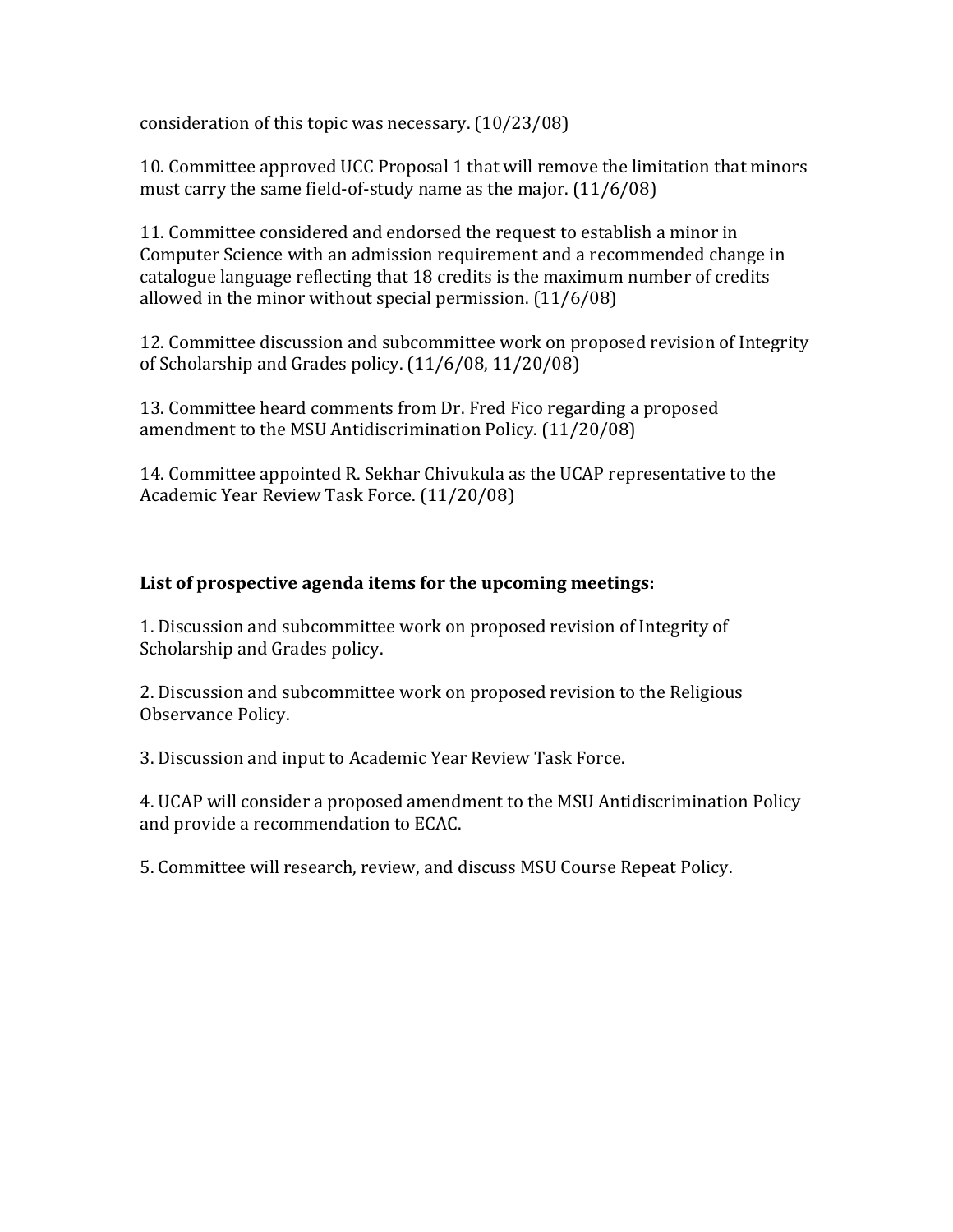consideration of this topic was necessary. (10/23/08)

10. Committee approved UCC Proposal 1 that will remove the limitation that minors must carry the same field-of-study name as the major. (11/6/08)

11. Committee considered and endorsed the request to establish a minor in Computer Science with an admission requirement and a recommended change in catalogue language reflecting that 18 credits is the maximum number of credits allowed in the minor without special permission. (11/6/08)

12. Committee discussion and subcommittee work on proposed revision of Integrity of Scholarship and Grades policy. (11/6/08, 11/20/08)

13. Committee heard comments from Dr. Fred Fico regarding a proposed amendment to the MSU Antidiscrimination Policy. (11/20/08)

14. Committee appointed R. Sekhar Chivukula as the UCAP representative to the Academic Year Review Task Force. (11/20/08)

**List of prospective agenda items for the upcoming meetings:**

1. Discussion and subcommittee work on proposed revision of Integrity of Scholarship and Grades policy.

2. Discussion and subcommittee work on proposed revision to the Religious Observance Policy.

3. Discussion and input to Academic Year Review Task Force.

4. UCAP will consider a proposed amendment to the MSU Antidiscrimination Policy and provide a recommendation to ECAC.

5. Committee will research, review, and discuss MSU Course Repeat Policy.